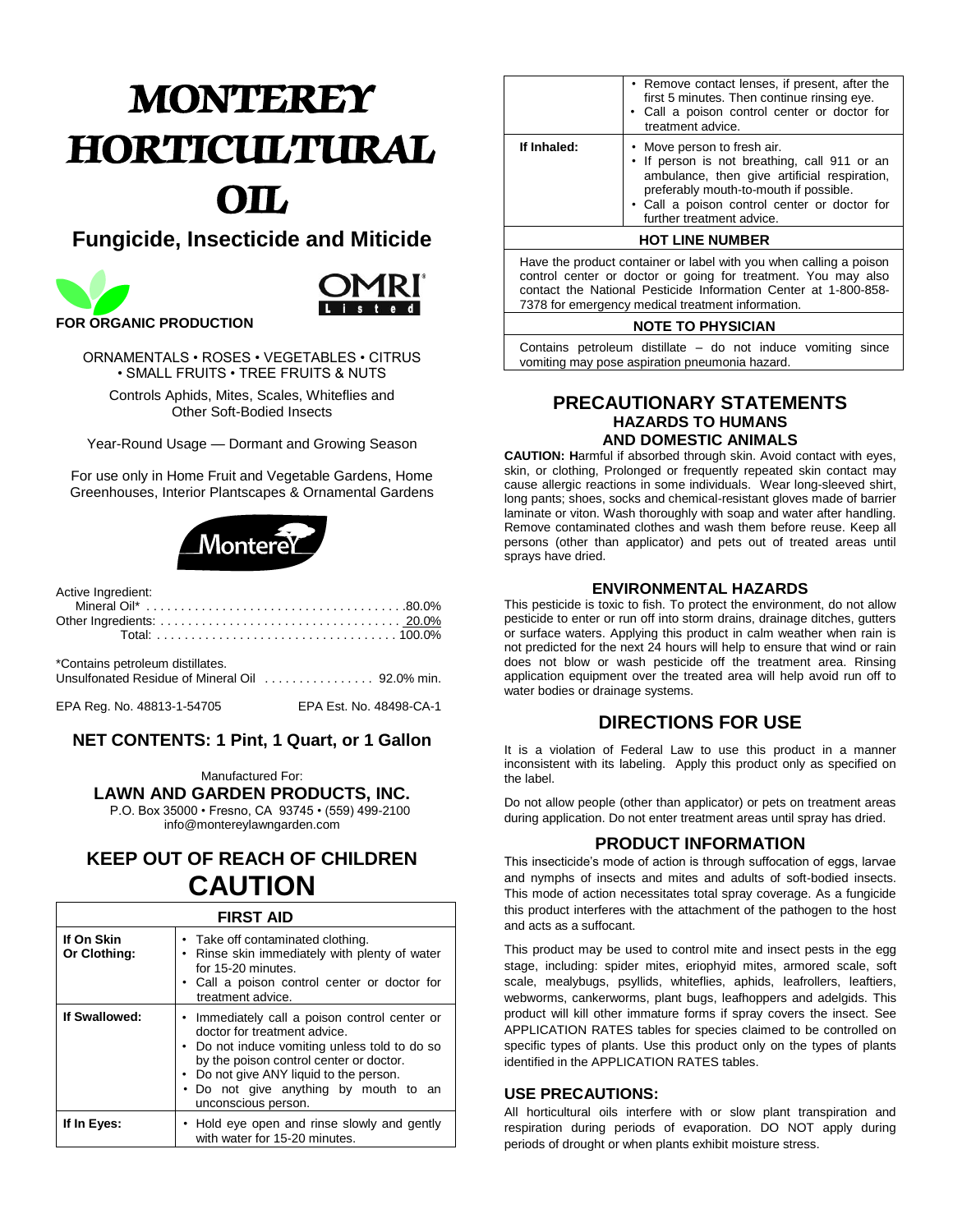# MONTEREY HORTICULTURAL OIL

## Fungicide, Insecticide and Miticide

**FOR ORGANIC PRODUCTION**

OMRI Listed

ORNAMENTALS • ROSES • VEGETABLES • CITRUS • SMALL FRUITS • TREE FRUITS & NUTS

Controls Aphids, Mites, Scales, Whiteflies and Other Soft-Bodied Insects

Year-Round Usage — Dormant and Growing Season

For use only in Home Fruit and Vegetable Gardens, Home Greenhouses, Interior Plantscapes & Ornamental Gardens

Monterey

| Active Ingredient: | |
|---|---|
| Mineral Oil* | 80.0% |
| Other Ingredients: | 20.0% |
| Total: | 100.0% |

*Contains petroleum distillates.
Unsulfonated Residue of Mineral Oil ................ 92.0% min.

EPA Reg. No. 48813-1-54705 EPA Est. No. 48498-CA-1

### NET CONTENTS: 1 Pint, 1 Quart, or 1 Gallon

Manufactured For:
**LAWN AND GARDEN PRODUCTS, INC.**
P.O. Box 35000 • Fresno, CA 93745 • (559) 499-2100
info@montereylawngarden.com

## KEEP OUT OF REACH OF CHILDREN
## CAUTION

| FIRST AID | |
|---|---|
| **If On Skin Or Clothing:** | • Take off contaminated clothing.<br>• Rinse skin immediately with plenty of water for 15-20 minutes.<br>• Call a poison control center or doctor for treatment advice. |
| **If Swallowed:** | • Immediately call a poison control center or doctor for treatment advice.<br>• Do not induce vomiting unless told to do so by the poison control center or doctor.<br>• Do not give ANY liquid to the person.<br>• Do not give anything by mouth to an unconscious person. |
| **If In Eyes:** | • Hold eye open and rinse slowly and gently with water for 15-20 minutes.<br>• Remove contact lenses, if present, after the first 5 minutes. Then continue rinsing eye.<br>• Call a poison control center or doctor for treatment advice. |
| **If Inhaled:** | • Move person to fresh air.<br>• If person is not breathing, call 911 or an ambulance, then give artificial respiration, preferably mouth-to-mouth if possible.<br>• Call a poison control center or doctor for further treatment advice. |

**HOT LINE NUMBER**

Have the product container or label with you when calling a poison control center or doctor or going for treatment. You may also contact the National Pesticide Information Center at 1-800-858-7378 for emergency medical treatment information.

**NOTE TO PHYSICIAN**

Contains petroleum distillate – do not induce vomiting since vomiting may pose aspiration pneumonia hazard.

## PRECAUTIONARY STATEMENTS
### HAZARDS TO HUMANS AND DOMESTIC ANIMALS

**CAUTION: H**armful if absorbed through skin. Avoid contact with eyes, skin, or clothing, Prolonged or frequently repeated skin contact may cause allergic reactions in some individuals. Wear long-sleeved shirt, long pants; shoes, socks and chemical-resistant gloves made of barrier laminate or viton. Wash thoroughly with soap and water after handling. Remove contaminated clothes and wash them before reuse. Keep all persons (other than applicator) and pets out of treated areas until sprays have dried.

### ENVIRONMENTAL HAZARDS

This pesticide is toxic to fish. To protect the environment, do not allow pesticide to enter or run off into storm drains, drainage ditches, gutters or surface waters. Applying this product in calm weather when rain is not predicted for the next 24 hours will help to ensure that wind or rain does not blow or wash pesticide off the treatment area. Rinsing application equipment over the treated area will help avoid run off to water bodies or drainage systems.

## DIRECTIONS FOR USE

It is a violation of Federal Law to use this product in a manner inconsistent with its labeling. Apply this product only as specified on the label.

Do not allow people (other than applicator) or pets on treatment areas during application. Do not enter treatment areas until spray has dried.

### PRODUCT INFORMATION

This insecticide's mode of action is through suffocation of eggs, larvae and nymphs of insects and mites and adults of soft-bodied insects. This mode of action necessitates total spray coverage. As a fungicide this product interferes with the attachment of the pathogen to the host and acts as a suffocant.

This product may be used to control mite and insect pests in the egg stage, including: spider mites, eriophyid mites, armored scale, soft scale, mealybugs, psyllids, whiteflies, aphids, leafrollers, leaftiers, webworms, cankerworms, plant bugs, leafhoppers and adelgids. This product will kill other immature forms if spray covers the insect. See APPLICATION RATES tables for species claimed to be controlled on specific types of plants. Use this product only on the types of plants identified in the APPLICATION RATES tables.

### USE PRECAUTIONS:

All horticultural oils interfere with or slow plant transpiration and respiration during periods of evaporation. DO NOT apply during periods of drought or when plants exhibit moisture stress.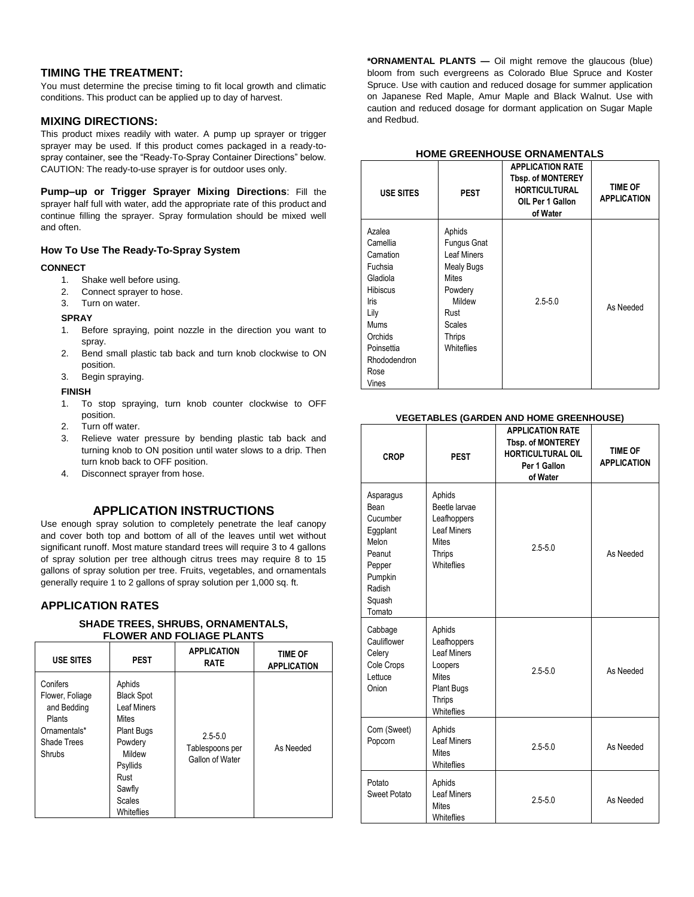## TIMING THE TREATMENT:

You must determine the precise timing to fit local growth and climatic conditions. This product can be applied up to day of harvest.

## MIXING DIRECTIONS:

This product mixes readily with water. A pump up sprayer or trigger sprayer may be used. If this product comes packaged in a ready-to-spray container, see the "Ready-To-Spray Container Directions" below. CAUTION: The ready-to-use sprayer is for outdoor uses only.

**Pump–up or Trigger Sprayer Mixing Directions**: Fill the sprayer half full with water, add the appropriate rate of this product and continue filling the sprayer. Spray formulation should be mixed well and often.

### How To Use The Ready-To-Spray System

**CONNECT**

1. Shake well before using.
2. Connect sprayer to hose.
3. Turn on water.

**SPRAY**

1. Before spraying, point nozzle in the direction you want to spray.
2. Bend small plastic tab back and turn knob clockwise to ON position.
3. Begin spraying.

**FINISH**

1. To stop spraying, turn knob counter clockwise to OFF position.
2. Turn off water.
3. Relieve water pressure by bending plastic tab back and turning knob to ON position until water slows to a drip. Then turn knob back to OFF position.
4. Disconnect sprayer from hose.

## APPLICATION INSTRUCTIONS

Use enough spray solution to completely penetrate the leaf canopy and cover both top and bottom of all of the leaves until wet without significant runoff. Most mature standard trees will require 3 to 4 gallons of spray solution per tree although citrus trees may require 8 to 15 gallons of spray solution per tree. Fruits, vegetables, and ornamentals generally require 1 to 2 gallons of spray solution per 1,000 sq. ft.

## APPLICATION RATES

### SHADE TREES, SHRUBS, ORNAMENTALS, FLOWER AND FOLIAGE PLANTS

| USE SITES | PEST | APPLICATION RATE | TIME OF APPLICATION |
|---|---|---|---|
| Conifers<br>Flower, Foliage and Bedding Plants<br>Ornamentals*<br>Shade Trees<br>Shrubs | Aphids<br>Black Spot<br>Leaf Miners<br>Mites<br>Plant Bugs<br>Powdery Mildew<br>Psyllids<br>Rust<br>Sawfly<br>Scales<br>Whiteflies | 2.5-5.0 Tablespoons per Gallon of Water | As Needed |

***ORNAMENTAL PLANTS —** Oil might remove the glaucous (blue) bloom from such evergreens as Colorado Blue Spruce and Koster Spruce. Use with caution and reduced dosage for summer application on Japanese Red Maple, Amur Maple and Black Walnut. Use with caution and reduced dosage for dormant application on Sugar Maple and Redbud.

### HOME GREENHOUSE ORNAMENTALS

| USE SITES | PEST | APPLICATION RATE Tbsp. of MONTEREY HORTICULTURAL OIL Per 1 Gallon of Water | TIME OF APPLICATION |
|---|---|---|---|
| Azalea<br>Camellia<br>Carnation<br>Fuchsia<br>Gladiola<br>Hibiscus<br>Iris<br>Lily<br>Mums<br>Orchids<br>Poinsettia<br>Rhododendron<br>Rose<br>Vines | Aphids<br>Fungus Gnat<br>Leaf Miners<br>Mealy Bugs<br>Mites<br>Powdery Mildew<br>Rust<br>Scales<br>Thrips<br>Whiteflies | 2.5-5.0 | As Needed |

### VEGETABLES (GARDEN AND HOME GREENHOUSE)

| CROP | PEST | APPLICATION RATE Tbsp. of MONTEREY HORTICULTURAL OIL Per 1 Gallon of Water | TIME OF APPLICATION |
|---|---|---|---|
| Asparagus<br>Bean<br>Cucumber<br>Eggplant<br>Melon<br>Peanut<br>Pepper<br>Pumpkin<br>Radish<br>Squash<br>Tomato | Aphids<br>Beetle larvae<br>Leafhoppers<br>Leaf Miners<br>Mites<br>Thrips<br>Whiteflies | 2.5-5.0 | As Needed |
| Cabbage<br>Cauliflower<br>Celery<br>Cole Crops<br>Lettuce<br>Onion | Aphids<br>Leafhoppers<br>Leaf Miners<br>Loopers<br>Mites<br>Plant Bugs<br>Thrips<br>Whiteflies | 2.5-5.0 | As Needed |
| Corn (Sweet)<br>Popcorn | Aphids<br>Leaf Miners<br>Mites<br>Whiteflies | 2.5-5.0 | As Needed |
| Potato<br>Sweet Potato | Aphids<br>Leaf Miners<br>Mites<br>Whiteflies | 2.5-5.0 | As Needed |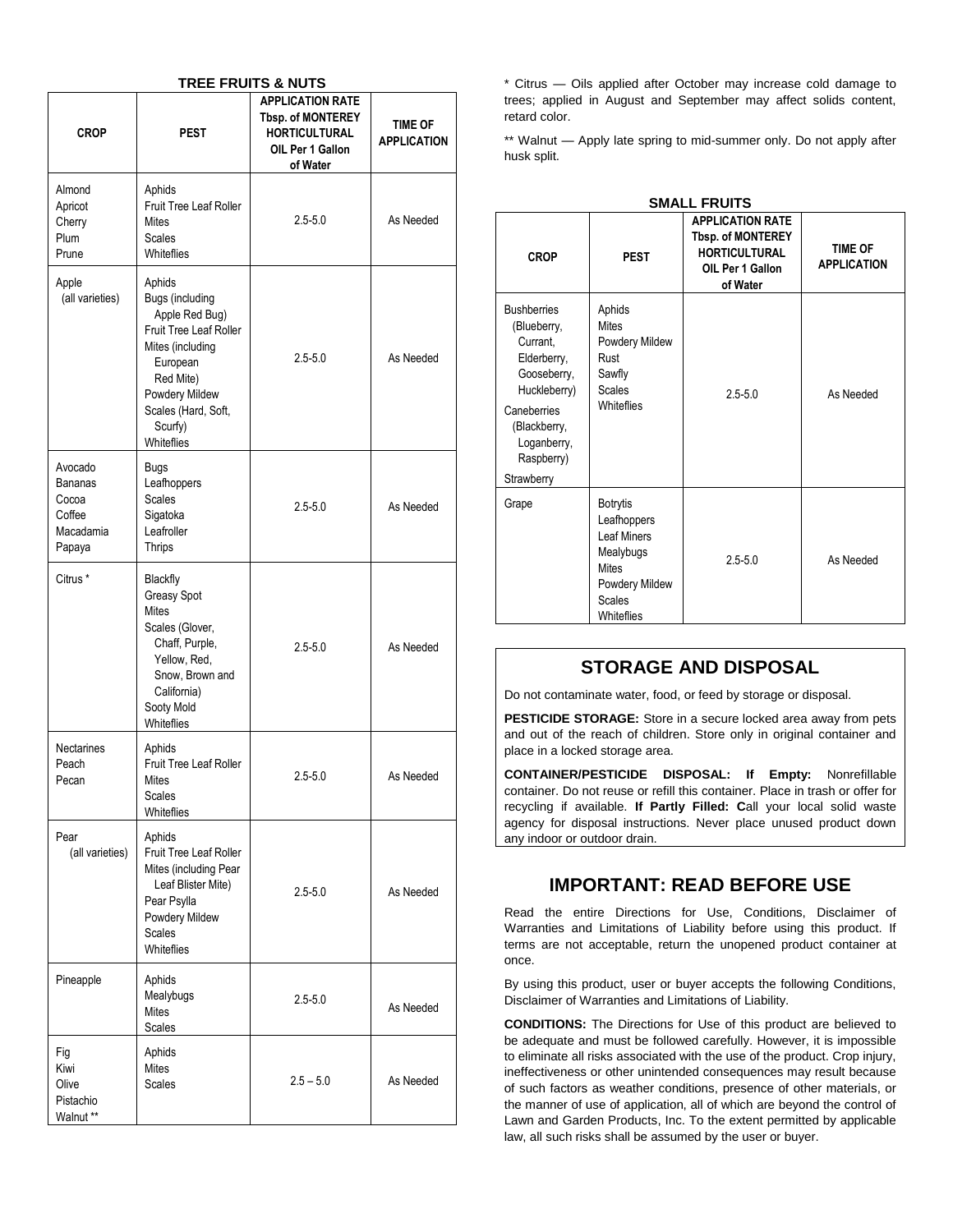**TREE FRUITS & NUTS**

| CROP | PEST | APPLICATION RATE Tbsp. of MONTEREY HORTICULTURAL OIL Per 1 Gallon of Water | TIME OF APPLICATION |
|---|---|---|---|
| Almond<br>Apricot<br>Cherry<br>Plum<br>Prune | Aphids<br>Fruit Tree Leaf Roller<br>Mites<br>Scales<br>Whiteflies | 2.5-5.0 | As Needed |
| Apple (all varieties) | Aphids<br>Bugs (including Apple Red Bug)<br>Fruit Tree Leaf Roller<br>Mites (including European Red Mite)<br>Powdery Mildew<br>Scales (Hard, Soft, Scurfy)<br>Whiteflies | 2.5-5.0 | As Needed |
| Avocado<br>Bananas<br>Cocoa<br>Coffee<br>Macadamia<br>Papaya | Bugs<br>Leafhoppers<br>Scales<br>Sigatoka<br>Leafroller<br>Thrips | 2.5-5.0 | As Needed |
| Citrus * | Blackfly<br>Greasy Spot<br>Mites<br>Scales (Glover, Chaff, Purple, Yellow, Red, Snow, Brown and California)<br>Sooty Mold<br>Whiteflies | 2.5-5.0 | As Needed |
| Nectarines<br>Peach<br>Pecan | Aphids<br>Fruit Tree Leaf Roller<br>Mites<br>Scales<br>Whiteflies | 2.5-5.0 | As Needed |
| Pear (all varieties) | Aphids<br>Fruit Tree Leaf Roller<br>Mites (including Pear Leaf Blister Mite)<br>Pear Psylla<br>Powdery Mildew<br>Scales<br>Whiteflies | 2.5-5.0 | As Needed |
| Pineapple | Aphids<br>Mealybugs<br>Mites<br>Scales | 2.5-5.0 | As Needed |
| Fig<br>Kiwi<br>Olive<br>Pistachio<br>Walnut ** | Aphids<br>Mites<br>Scales | 2.5 – 5.0 | As Needed |

* Citrus — Oils applied after October may increase cold damage to trees; applied in August and September may affect solids content, retard color.

** Walnut — Apply late spring to mid-summer only. Do not apply after husk split.

**SMALL FRUITS**

| CROP | PEST | APPLICATION RATE Tbsp. of MONTEREY HORTICULTURAL OIL Per 1 Gallon of Water | TIME OF APPLICATION |
|---|---|---|---|
| Bushberries (Blueberry, Currant, Elderberry, Gooseberry, Huckleberry)<br>Caneberries (Blackberry, Loganberry, Raspberry)<br>Strawberry | Aphids<br>Mites<br>Powdery Mildew<br>Rust<br>Sawfly<br>Scales<br>Whiteflies | 2.5-5.0 | As Needed |
| Grape | Botrytis<br>Leafhoppers<br>Leaf Miners<br>Mealybugs<br>Mites<br>Powdery Mildew<br>Scales<br>Whiteflies | 2.5-5.0 | As Needed |

## STORAGE AND DISPOSAL

Do not contaminate water, food, or feed by storage or disposal.

**PESTICIDE STORAGE:** Store in a secure locked area away from pets and out of the reach of children. Store only in original container and place in a locked storage area.

**CONTAINER/PESTICIDE DISPOSAL: If Empty:** Nonrefillable container. Do not reuse or refill this container. Place in trash or offer for recycling if available. **If Partly Filled: C**all your local solid waste agency for disposal instructions. Never place unused product down any indoor or outdoor drain.

## IMPORTANT: READ BEFORE USE

Read the entire Directions for Use, Conditions, Disclaimer of Warranties and Limitations of Liability before using this product. If terms are not acceptable, return the unopened product container at once.

By using this product, user or buyer accepts the following Conditions, Disclaimer of Warranties and Limitations of Liability.

**CONDITIONS:** The Directions for Use of this product are believed to be adequate and must be followed carefully. However, it is impossible to eliminate all risks associated with the use of the product. Crop injury, ineffectiveness or other unintended consequences may result because of such factors as weather conditions, presence of other materials, or the manner of use of application, all of which are beyond the control of Lawn and Garden Products, Inc. To the extent permitted by applicable law, all such risks shall be assumed by the user or buyer.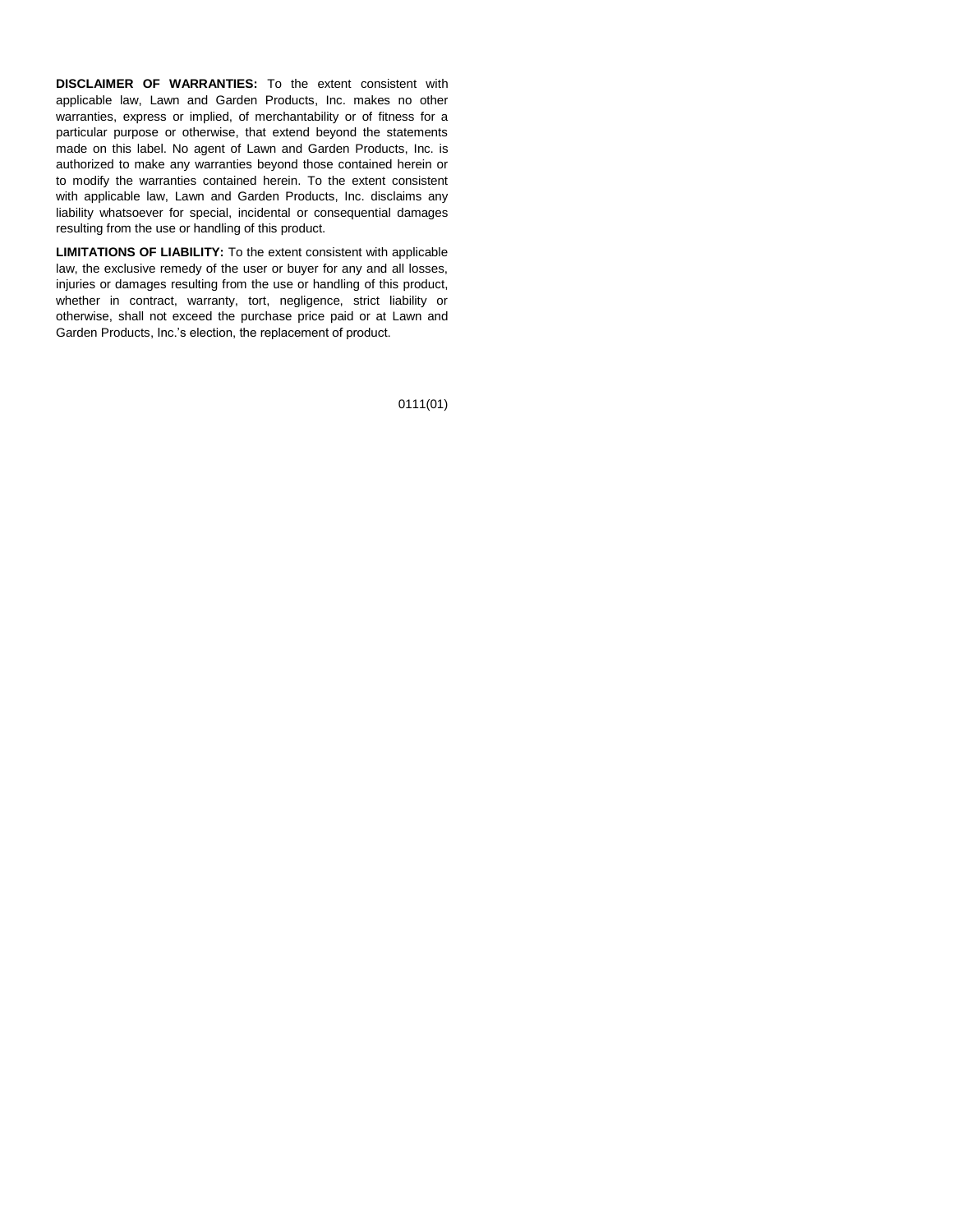**DISCLAIMER OF WARRANTIES:** To the extent consistent with applicable law, Lawn and Garden Products, Inc. makes no other warranties, express or implied, of merchantability or of fitness for a particular purpose or otherwise, that extend beyond the statements made on this label. No agent of Lawn and Garden Products, Inc. is authorized to make any warranties beyond those contained herein or to modify the warranties contained herein. To the extent consistent with applicable law, Lawn and Garden Products, Inc. disclaims any liability whatsoever for special, incidental or consequential damages resulting from the use or handling of this product.

**LIMITATIONS OF LIABILITY:** To the extent consistent with applicable law, the exclusive remedy of the user or buyer for any and all losses, injuries or damages resulting from the use or handling of this product, whether in contract, warranty, tort, negligence, strict liability or otherwise, shall not exceed the purchase price paid or at Lawn and Garden Products, Inc.'s election, the replacement of product.

0111(01)